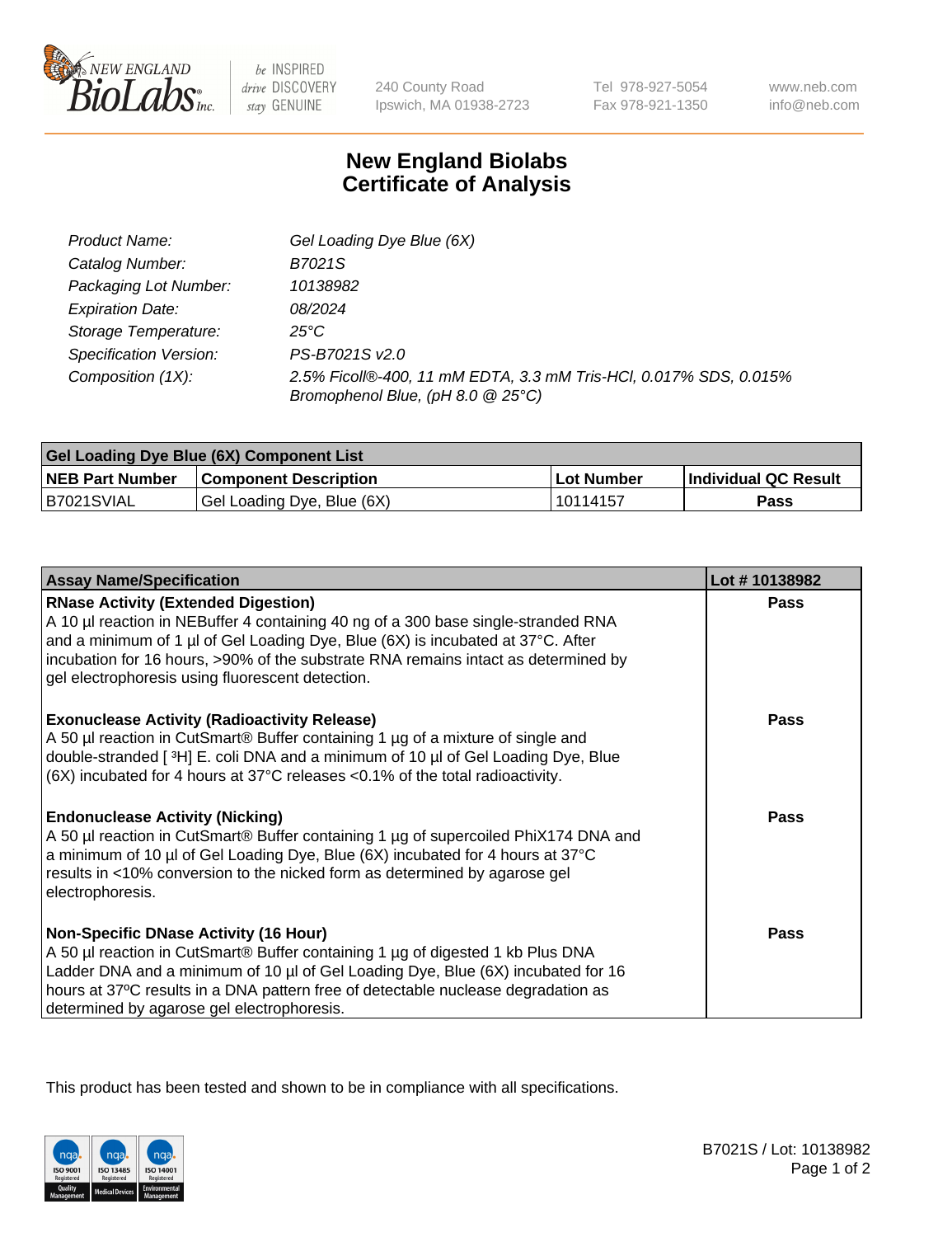New England Biolabs — be INSPIRED drive DISCOVERY stay GENUINE

240 County Road
Ipswich, MA 01938-2723

Tel 978-927-5054
Fax 978-921-1350

www.neb.com
info@neb.com

# New England Biolabs Certificate of Analysis

| | |
|---|---|
| *Product Name:* | *Gel Loading Dye Blue (6X)* |
| *Catalog Number:* | *B7021S* |
| *Packaging Lot Number:* | *10138982* |
| *Expiration Date:* | *08/2024* |
| *Storage Temperature:* | *25°C* |
| *Specification Version:* | *PS-B7021S v2.0* |
| *Composition (1X):* | *2.5% Ficoll®-400, 11 mM EDTA, 3.3 mM Tris-HCl, 0.017% SDS, 0.015% Bromophenol Blue, (pH 8.0 @ 25°C)* |

| Gel Loading Dye Blue (6X) Component List | | | |
|---|---|---|---|
| **NEB Part Number** | **Component Description** | **Lot Number** | **Individual QC Result** |
| B7021SVIAL | Gel Loading Dye, Blue (6X) | 10114157 | **Pass** |

| Assay Name/Specification | Lot # 10138982 |
|---|---|
| **RNase Activity (Extended Digestion)**<br>A 10 µl reaction in NEBuffer 4 containing 40 ng of a 300 base single-stranded RNA and a minimum of 1 µl of Gel Loading Dye, Blue (6X) is incubated at 37°C. After incubation for 16 hours, >90% of the substrate RNA remains intact as determined by gel electrophoresis using fluorescent detection. | **Pass** |
| **Exonuclease Activity (Radioactivity Release)**<br>A 50 µl reaction in CutSmart® Buffer containing 1 µg of a mixture of single and double-stranded [ $^{3}$H] E. coli DNA and a minimum of 10 µl of Gel Loading Dye, Blue (6X) incubated for 4 hours at 37°C releases <0.1% of the total radioactivity. | **Pass** |
| **Endonuclease Activity (Nicking)**<br>A 50 µl reaction in CutSmart® Buffer containing 1 µg of supercoiled PhiX174 DNA and a minimum of 10 µl of Gel Loading Dye, Blue (6X) incubated for 4 hours at 37°C results in <10% conversion to the nicked form as determined by agarose gel electrophoresis. | **Pass** |
| **Non-Specific DNase Activity (16 Hour)**<br>A 50 µl reaction in CutSmart® Buffer containing 1 µg of digested 1 kb Plus DNA Ladder DNA and a minimum of 10 µl of Gel Loading Dye, Blue (6X) incubated for 16 hours at 37ºC results in a DNA pattern free of detectable nuclease degradation as determined by agarose gel electrophoresis. | **Pass** |

This product has been tested and shown to be in compliance with all specifications.

B7021S / Lot: 10138982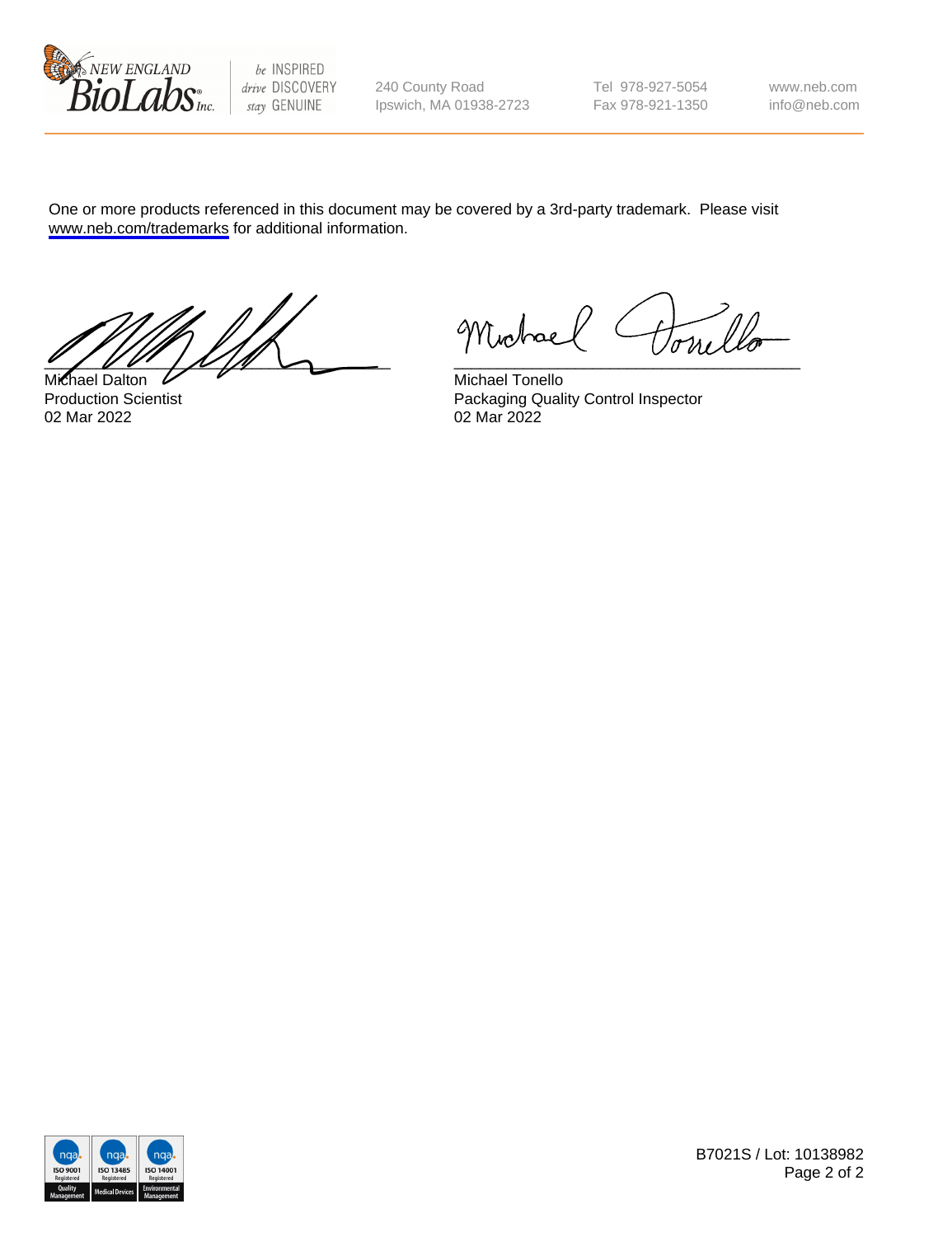One or more products referenced in this document may be covered by a 3rd-party trademark. Please visit www.neb.com/trademarks for additional information.

| | |
| --- | --- |
| Michael Dalton | Michael Tonello |
| Production Scientist | Packaging Quality Control Inspector |
| 02 Mar 2022 | 02 Mar 2022 |

B7021S / Lot: 10138982